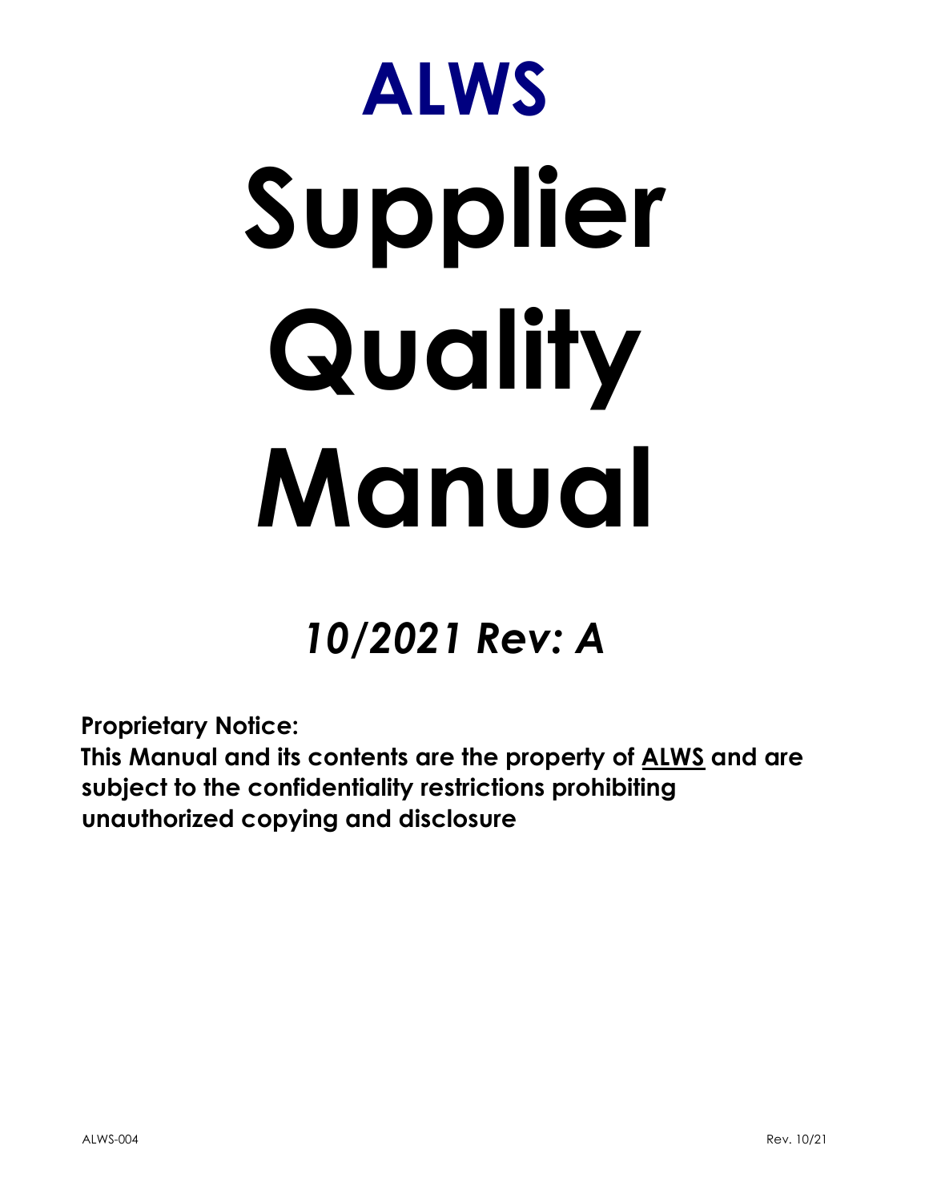# ALWS

# Supplier Quality Manual

## *10/2021 Rev: A*

**Proprietary Notice:**
**This Manual and its contents are the property of ALWS and are subject to the confidentiality restrictions prohibiting unauthorized copying and disclosure**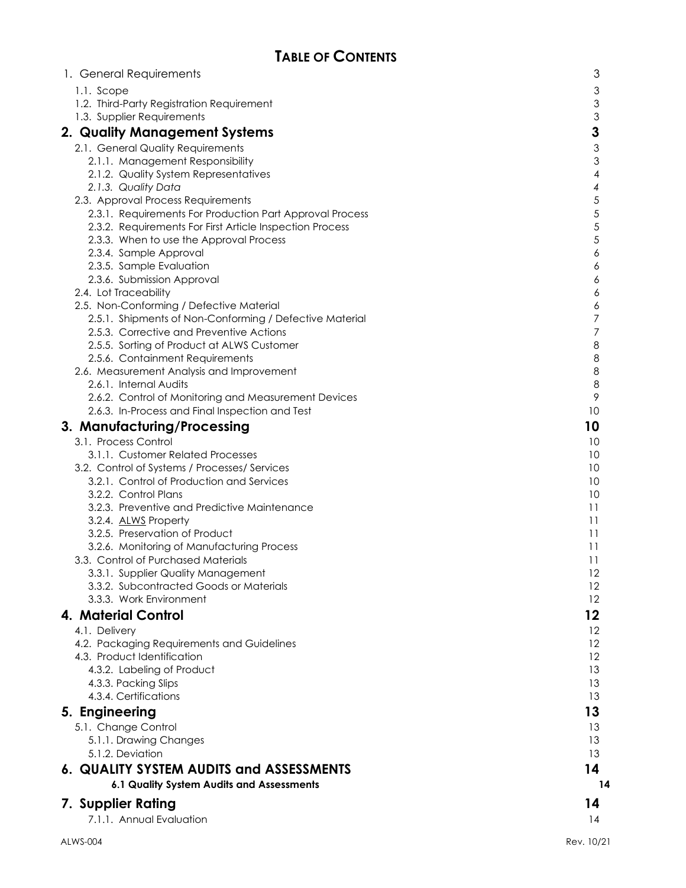## TABLE OF CONTENTS

| | |
|---|---|
| 1. General Requirements | 3 |
| 1.1. Scope | 3 |
| 1.2. Third-Party Registration Requirement | 3 |
| 1.3. Supplier Requirements | 3 |
| **2. Quality Management Systems** | **3** |
| 2.1. General Quality Requirements | 3 |
| 2.1.1. Management Responsibility | 3 |
| 2.1.2. Quality System Representatives | 4 |
| *2.1.3. Quality Data* | *4* |
| 2.3. Approval Process Requirements | 5 |
| 2.3.1. Requirements For Production Part Approval Process | 5 |
| 2.3.2. Requirements For First Article Inspection Process | 5 |
| 2.3.3. When to use the Approval Process | 5 |
| 2.3.4. Sample Approval | 6 |
| 2.3.5. Sample Evaluation | 6 |
| 2.3.6. Submission Approval | 6 |
| 2.4. Lot Traceability | 6 |
| 2.5. Non-Conforming / Defective Material | 6 |
| 2.5.1. Shipments of Non-Conforming / Defective Material | 7 |
| 2.5.3. Corrective and Preventive Actions | 7 |
| 2.5.5. Sorting of Product at ALWS Customer | 8 |
| 2.5.6. Containment Requirements | 8 |
| 2.6. Measurement Analysis and Improvement | 8 |
| 2.6.1. Internal Audits | 8 |
| 2.6.2. Control of Monitoring and Measurement Devices | 9 |
| 2.6.3. In-Process and Final Inspection and Test | 10 |
| **3. Manufacturing/Processing** | **10** |
| 3.1. Process Control | 10 |
| 3.1.1. Customer Related Processes | 10 |
| 3.2. Control of Systems / Processes/ Services | 10 |
| 3.2.1. Control of Production and Services | 10 |
| 3.2.2. Control Plans | 10 |
| 3.2.3. Preventive and Predictive Maintenance | 11 |
| 3.2.4. ALWS Property | 11 |
| 3.2.5. Preservation of Product | 11 |
| 3.2.6. Monitoring of Manufacturing Process | 11 |
| 3.3. Control of Purchased Materials | 11 |
| 3.3.1. Supplier Quality Management | 12 |
| 3.3.2. Subcontracted Goods or Materials | 12 |
| 3.3.3. Work Environment | 12 |
| **4. Material Control** | **12** |
| 4.1. Delivery | 12 |
| 4.2. Packaging Requirements and Guidelines | 12 |
| 4.3. Product Identification | 12 |
| 4.3.2. Labeling of Product | 13 |
| 4.3.3. Packing Slips | 13 |
| 4.3.4. Certifications | 13 |
| **5. Engineering** | **13** |
| 5.1. Change Control | 13 |
| 5.1.1. Drawing Changes | 13 |
| 5.1.2. Deviation | 13 |
| **6. QUALITY SYSTEM AUDITS and ASSESSMENTS** | **14** |
| **6.1 Quality System Audits and Assessments** | **14** |
| **7. Supplier Rating** | **14** |
| 7.1.1. Annual Evaluation | 14 |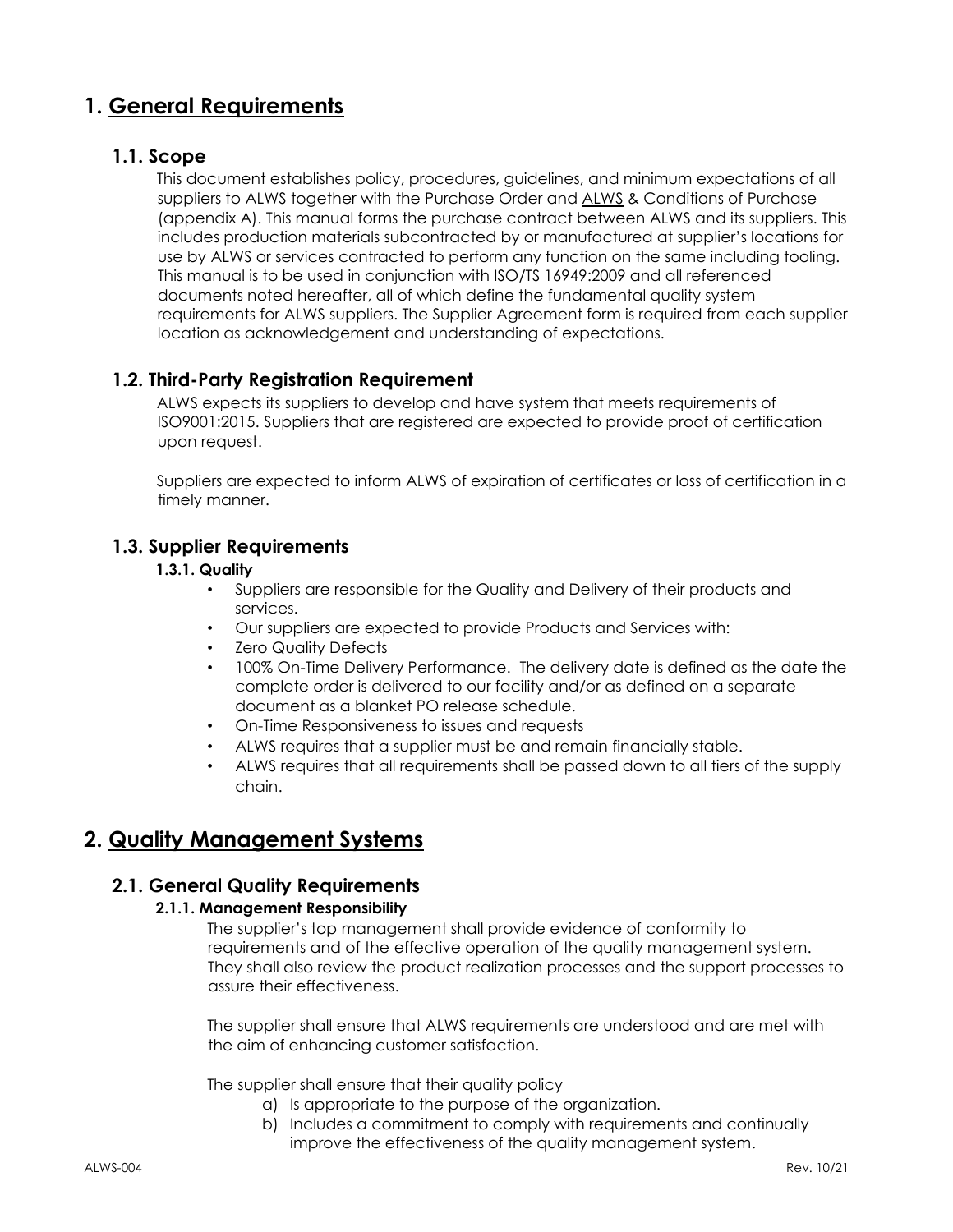# 1. General Requirements

## 1.1. Scope

This document establishes policy, procedures, guidelines, and minimum expectations of all suppliers to ALWS together with the Purchase Order and ALWS & Conditions of Purchase (appendix A). This manual forms the purchase contract between ALWS and its suppliers. This includes production materials subcontracted by or manufactured at supplier's locations for use by ALWS or services contracted to perform any function on the same including tooling. This manual is to be used in conjunction with ISO/TS 16949:2009 and all referenced documents noted hereafter, all of which define the fundamental quality system requirements for ALWS suppliers. The Supplier Agreement form is required from each supplier location as acknowledgement and understanding of expectations.

## 1.2. Third-Party Registration Requirement

ALWS expects its suppliers to develop and have system that meets requirements of ISO9001:2015. Suppliers that are registered are expected to provide proof of certification upon request.

Suppliers are expected to inform ALWS of expiration of certificates or loss of certification in a timely manner.

## 1.3. Supplier Requirements

### 1.3.1. Quality

- Suppliers are responsible for the Quality and Delivery of their products and services.
- Our suppliers are expected to provide Products and Services with:
- Zero Quality Defects
- 100% On-Time Delivery Performance. The delivery date is defined as the date the complete order is delivered to our facility and/or as defined on a separate document as a blanket PO release schedule.
- On-Time Responsiveness to issues and requests
- ALWS requires that a supplier must be and remain financially stable.
- ALWS requires that all requirements shall be passed down to all tiers of the supply chain.

# 2. Quality Management Systems

## 2.1. General Quality Requirements

### 2.1.1. Management Responsibility

The supplier's top management shall provide evidence of conformity to requirements and of the effective operation of the quality management system. They shall also review the product realization processes and the support processes to assure their effectiveness.

The supplier shall ensure that ALWS requirements are understood and are met with the aim of enhancing customer satisfaction.

The supplier shall ensure that their quality policy

a) Is appropriate to the purpose of the organization.
b) Includes a commitment to comply with requirements and continually improve the effectiveness of the quality management system.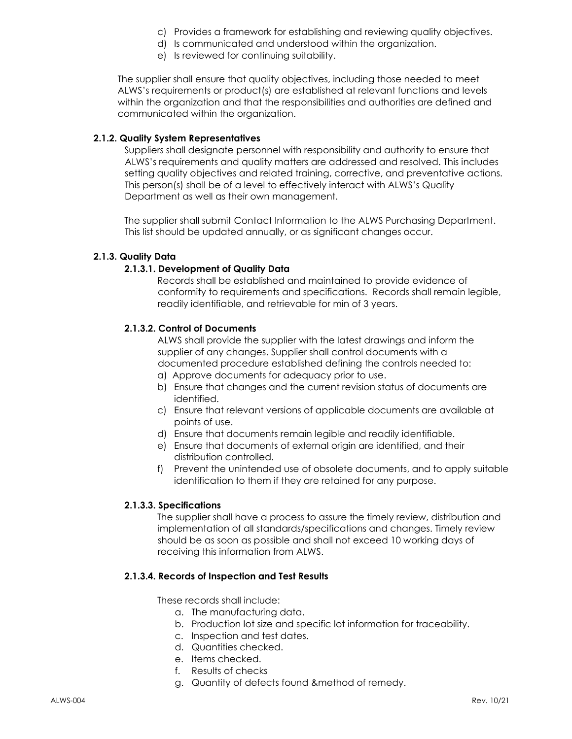c) Provides a framework for establishing and reviewing quality objectives.
d) Is communicated and understood within the organization.
e) Is reviewed for continuing suitability.

The supplier shall ensure that quality objectives, including those needed to meet ALWS's requirements or product(s) are established at relevant functions and levels within the organization and that the responsibilities and authorities are defined and communicated within the organization.

### 2.1.2. Quality System Representatives

Suppliers shall designate personnel with responsibility and authority to ensure that ALWS's requirements and quality matters are addressed and resolved. This includes setting quality objectives and related training, corrective, and preventative actions. This person(s) shall be of a level to effectively interact with ALWS's Quality Department as well as their own management.

The supplier shall submit Contact Information to the ALWS Purchasing Department. This list should be updated annually, or as significant changes occur.

### 2.1.3. Quality Data

#### 2.1.3.1. Development of Quality Data

Records shall be established and maintained to provide evidence of conformity to requirements and specifications. Records shall remain legible, readily identifiable, and retrievable for min of 3 years.

#### 2.1.3.2. Control of Documents

ALWS shall provide the supplier with the latest drawings and inform the supplier of any changes. Supplier shall control documents with a documented procedure established defining the controls needed to:

a) Approve documents for adequacy prior to use.
b) Ensure that changes and the current revision status of documents are identified.
c) Ensure that relevant versions of applicable documents are available at points of use.
d) Ensure that documents remain legible and readily identifiable.
e) Ensure that documents of external origin are identified, and their distribution controlled.
f) Prevent the unintended use of obsolete documents, and to apply suitable identification to them if they are retained for any purpose.

#### 2.1.3.3. Specifications

The supplier shall have a process to assure the timely review, distribution and implementation of all standards/specifications and changes. Timely review should be as soon as possible and shall not exceed 10 working days of receiving this information from ALWS.

#### 2.1.3.4. Records of Inspection and Test Results

These records shall include:

a. The manufacturing data.
b. Production lot size and specific lot information for traceability.
c. Inspection and test dates.
d. Quantities checked.
e. Items checked.
f. Results of checks
g. Quantity of defects found &method of remedy.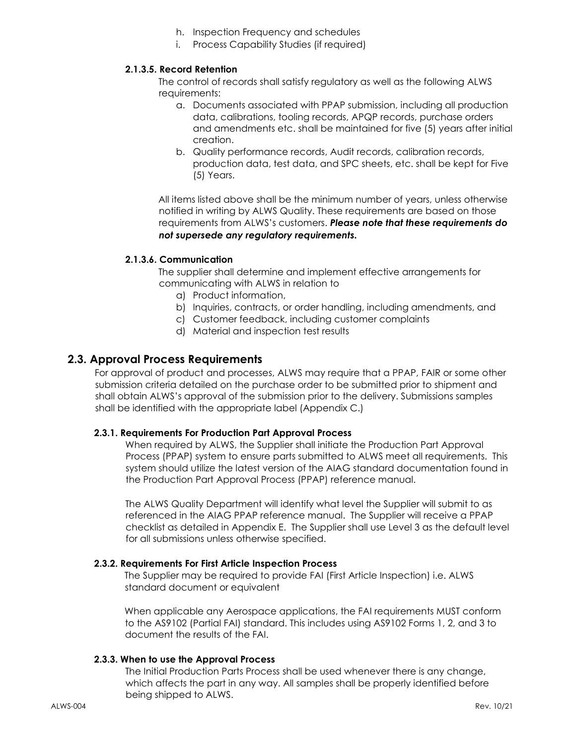h. Inspection Frequency and schedules
i. Process Capability Studies (if required)

#### 2.1.3.5. Record Retention

The control of records shall satisfy regulatory as well as the following ALWS requirements:

a. Documents associated with PPAP submission, including all production data, calibrations, tooling records, APQP records, purchase orders and amendments etc. shall be maintained for five (5) years after initial creation.
b. Quality performance records, Audit records, calibration records, production data, test data, and SPC sheets, etc. shall be kept for Five (5) Years.

All items listed above shall be the minimum number of years, unless otherwise notified in writing by ALWS Quality. These requirements are based on those requirements from ALWS's customers. ***Please note that these requirements do not supersede any regulatory requirements.***

#### 2.1.3.6. Communication

The supplier shall determine and implement effective arrangements for communicating with ALWS in relation to

a) Product information,
b) Inquiries, contracts, or order handling, including amendments, and
c) Customer feedback, including customer complaints
d) Material and inspection test results

## 2.3. Approval Process Requirements

For approval of product and processes, ALWS may require that a PPAP, FAIR or some other submission criteria detailed on the purchase order to be submitted prior to shipment and shall obtain ALWS's approval of the submission prior to the delivery. Submissions samples shall be identified with the appropriate label (Appendix C.)

### 2.3.1. Requirements For Production Part Approval Process

When required by ALWS, the Supplier shall initiate the Production Part Approval Process (PPAP) system to ensure parts submitted to ALWS meet all requirements. This system should utilize the latest version of the AIAG standard documentation found in the Production Part Approval Process (PPAP) reference manual.

The ALWS Quality Department will identify what level the Supplier will submit to as referenced in the AIAG PPAP reference manual. The Supplier will receive a PPAP checklist as detailed in Appendix E. The Supplier shall use Level 3 as the default level for all submissions unless otherwise specified.

### 2.3.2. Requirements For First Article Inspection Process

The Supplier may be required to provide FAI (First Article Inspection) i.e. ALWS standard document or equivalent

When applicable any Aerospace applications, the FAI requirements MUST conform to the AS9102 (Partial FAI) standard. This includes using AS9102 Forms 1, 2, and 3 to document the results of the FAI.

### 2.3.3. When to use the Approval Process

The Initial Production Parts Process shall be used whenever there is any change, which affects the part in any way. All samples shall be properly identified before being shipped to ALWS.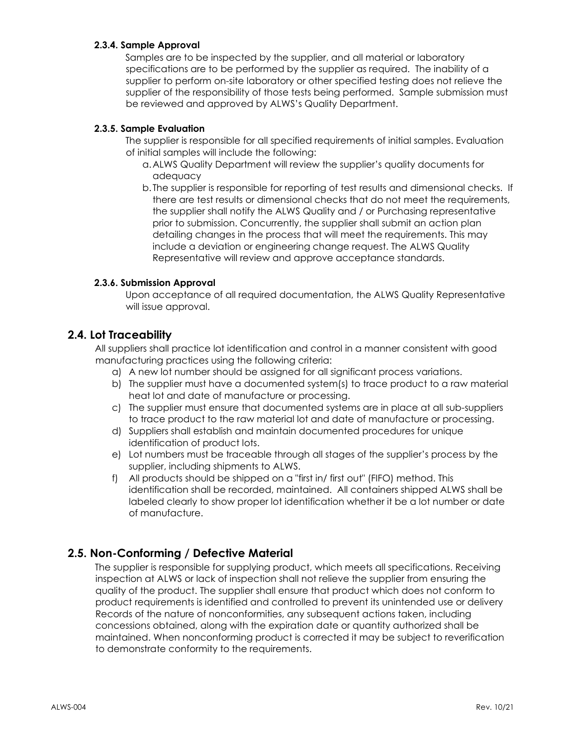#### 2.3.4. Sample Approval

Samples are to be inspected by the supplier, and all material or laboratory specifications are to be performed by the supplier as required. The inability of a supplier to perform on-site laboratory or other specified testing does not relieve the supplier of the responsibility of those tests being performed. Sample submission must be reviewed and approved by ALWS's Quality Department.

#### 2.3.5. Sample Evaluation

The supplier is responsible for all specified requirements of initial samples. Evaluation of initial samples will include the following:

a. ALWS Quality Department will review the supplier's quality documents for adequacy

b. The supplier is responsible for reporting of test results and dimensional checks. If there are test results or dimensional checks that do not meet the requirements, the supplier shall notify the ALWS Quality and / or Purchasing representative prior to submission. Concurrently, the supplier shall submit an action plan detailing changes in the process that will meet the requirements. This may include a deviation or engineering change request. The ALWS Quality Representative will review and approve acceptance standards.

#### 2.3.6. Submission Approval

Upon acceptance of all required documentation, the ALWS Quality Representative will issue approval.

## 2.4. Lot Traceability

All suppliers shall practice lot identification and control in a manner consistent with good manufacturing practices using the following criteria:

a) A new lot number should be assigned for all significant process variations.

b) The supplier must have a documented system(s) to trace product to a raw material heat lot and date of manufacture or processing.

c) The supplier must ensure that documented systems are in place at all sub-suppliers to trace product to the raw material lot and date of manufacture or processing.

d) Suppliers shall establish and maintain documented procedures for unique identification of product lots.

e) Lot numbers must be traceable through all stages of the supplier's process by the supplier, including shipments to ALWS.

f) All products should be shipped on a "first in/ first out" (FIFO) method. This identification shall be recorded, maintained. All containers shipped ALWS shall be labeled clearly to show proper lot identification whether it be a lot number or date of manufacture.

## 2.5. Non-Conforming / Defective Material

The supplier is responsible for supplying product, which meets all specifications. Receiving inspection at ALWS or lack of inspection shall not relieve the supplier from ensuring the quality of the product. The supplier shall ensure that product which does not conform to product requirements is identified and controlled to prevent its unintended use or delivery Records of the nature of nonconformities, any subsequent actions taken, including concessions obtained, along with the expiration date or quantity authorized shall be maintained. When nonconforming product is corrected it may be subject to reverification to demonstrate conformity to the requirements.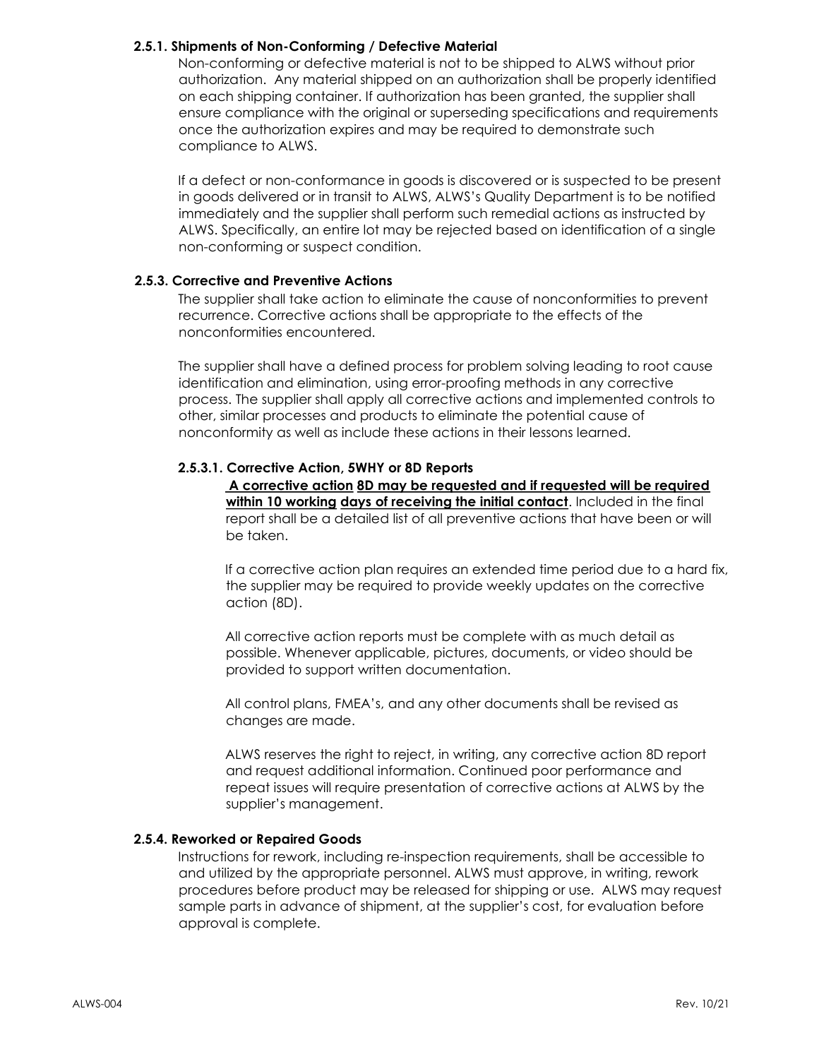#### 2.5.1. Shipments of Non-Conforming / Defective Material

Non-conforming or defective material is not to be shipped to ALWS without prior authorization. Any material shipped on an authorization shall be properly identified on each shipping container. If authorization has been granted, the supplier shall ensure compliance with the original or superseding specifications and requirements once the authorization expires and may be required to demonstrate such compliance to ALWS.

If a defect or non-conformance in goods is discovered or is suspected to be present in goods delivered or in transit to ALWS, ALWS's Quality Department is to be notified immediately and the supplier shall perform such remedial actions as instructed by ALWS. Specifically, an entire lot may be rejected based on identification of a single non-conforming or suspect condition.

#### 2.5.3. Corrective and Preventive Actions

The supplier shall take action to eliminate the cause of nonconformities to prevent recurrence. Corrective actions shall be appropriate to the effects of the nonconformities encountered.

The supplier shall have a defined process for problem solving leading to root cause identification and elimination, using error-proofing methods in any corrective process. The supplier shall apply all corrective actions and implemented controls to other, similar processes and products to eliminate the potential cause of nonconformity as well as include these actions in their lessons learned.

##### 2.5.3.1. Corrective Action, 5WHY or 8D Reports

**A corrective action 8D may be requested and if requested will be required within 10 working days of receiving the initial contact**. Included in the final report shall be a detailed list of all preventive actions that have been or will be taken.

If a corrective action plan requires an extended time period due to a hard fix, the supplier may be required to provide weekly updates on the corrective action (8D).

All corrective action reports must be complete with as much detail as possible. Whenever applicable, pictures, documents, or video should be provided to support written documentation.

All control plans, FMEA's, and any other documents shall be revised as changes are made.

ALWS reserves the right to reject, in writing, any corrective action 8D report and request additional information. Continued poor performance and repeat issues will require presentation of corrective actions at ALWS by the supplier's management.

#### 2.5.4. Reworked or Repaired Goods

Instructions for rework, including re-inspection requirements, shall be accessible to and utilized by the appropriate personnel. ALWS must approve, in writing, rework procedures before product may be released for shipping or use. ALWS may request sample parts in advance of shipment, at the supplier's cost, for evaluation before approval is complete.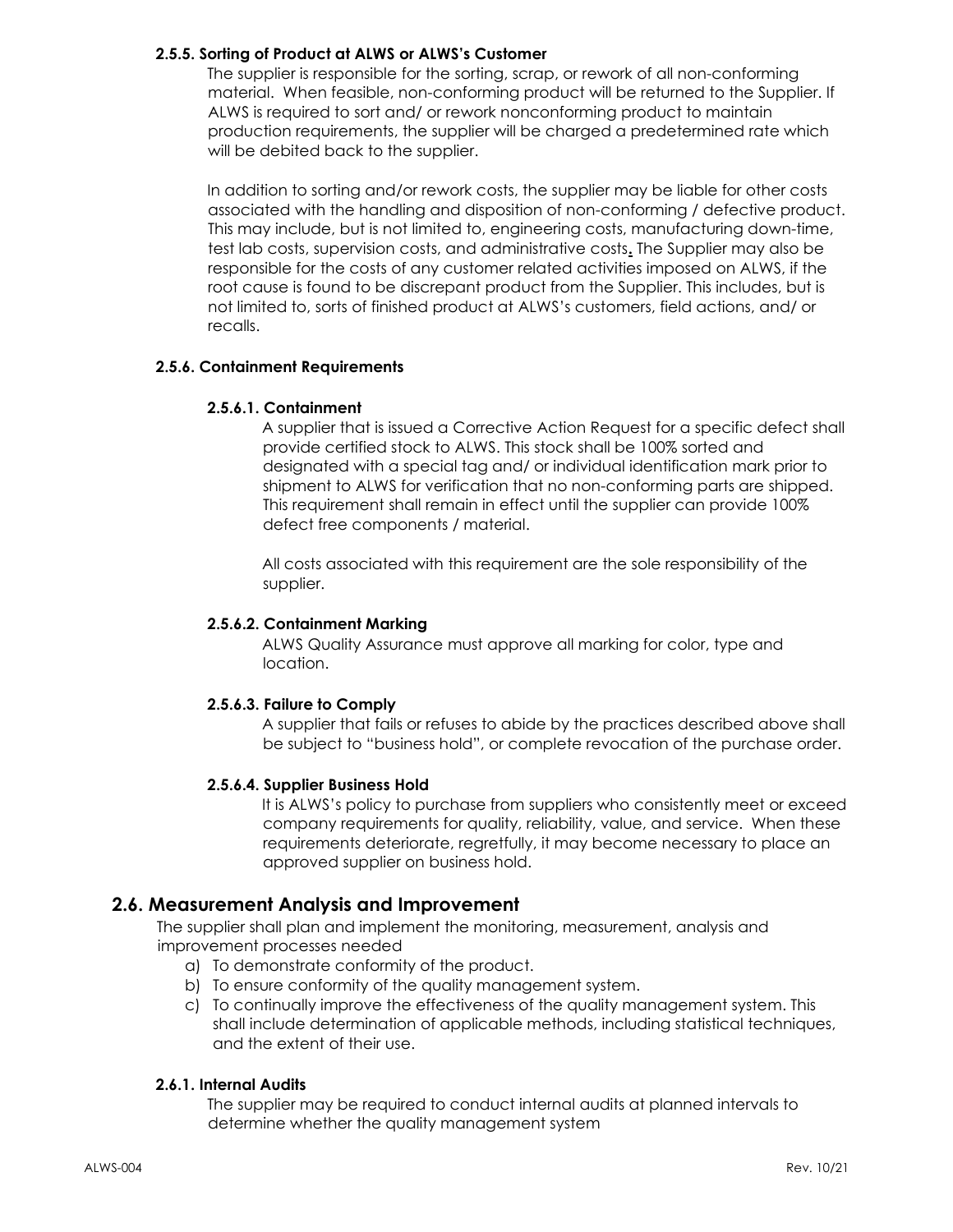#### 2.5.5. Sorting of Product at ALWS or ALWS's Customer

The supplier is responsible for the sorting, scrap, or rework of all non-conforming material. When feasible, non-conforming product will be returned to the Supplier. If ALWS is required to sort and/ or rework nonconforming product to maintain production requirements, the supplier will be charged a predetermined rate which will be debited back to the supplier.

In addition to sorting and/or rework costs, the supplier may be liable for other costs associated with the handling and disposition of non-conforming / defective product. This may include, but is not limited to, engineering costs, manufacturing down-time, test lab costs, supervision costs, and administrative costs. The Supplier may also be responsible for the costs of any customer related activities imposed on ALWS, if the root cause is found to be discrepant product from the Supplier. This includes, but is not limited to, sorts of finished product at ALWS's customers, field actions, and/ or recalls.

#### 2.5.6. Containment Requirements

##### 2.5.6.1. Containment

A supplier that is issued a Corrective Action Request for a specific defect shall provide certified stock to ALWS. This stock shall be 100% sorted and designated with a special tag and/ or individual identification mark prior to shipment to ALWS for verification that no non-conforming parts are shipped. This requirement shall remain in effect until the supplier can provide 100% defect free components / material.

All costs associated with this requirement are the sole responsibility of the supplier.

##### 2.5.6.2. Containment Marking

ALWS Quality Assurance must approve all marking for color, type and location.

##### 2.5.6.3. Failure to Comply

A supplier that fails or refuses to abide by the practices described above shall be subject to "business hold", or complete revocation of the purchase order.

##### 2.5.6.4. Supplier Business Hold

It is ALWS's policy to purchase from suppliers who consistently meet or exceed company requirements for quality, reliability, value, and service. When these requirements deteriorate, regretfully, it may become necessary to place an approved supplier on business hold.

### 2.6. Measurement Analysis and Improvement

The supplier shall plan and implement the monitoring, measurement, analysis and improvement processes needed

a) To demonstrate conformity of the product.
b) To ensure conformity of the quality management system.
c) To continually improve the effectiveness of the quality management system. This shall include determination of applicable methods, including statistical techniques, and the extent of their use.

#### 2.6.1. Internal Audits

The supplier may be required to conduct internal audits at planned intervals to determine whether the quality management system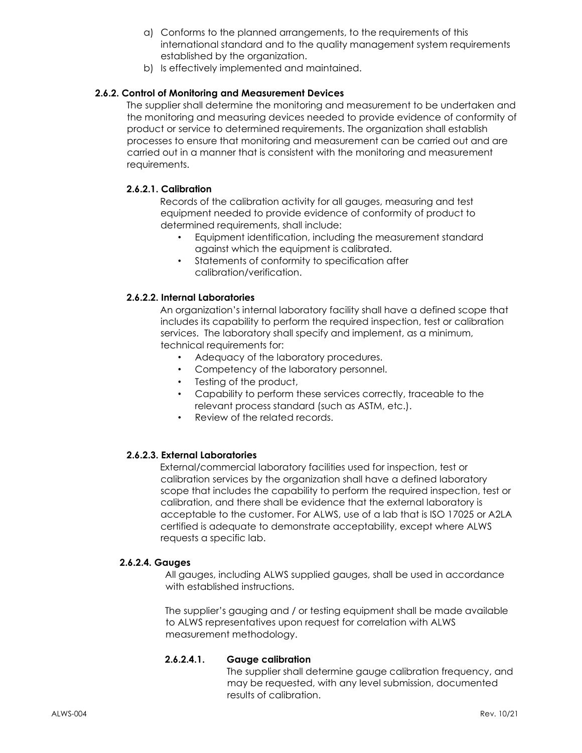a) Conforms to the planned arrangements, to the requirements of this international standard and to the quality management system requirements established by the organization.
b) Is effectively implemented and maintained.

### 2.6.2. Control of Monitoring and Measurement Devices

The supplier shall determine the monitoring and measurement to be undertaken and the monitoring and measuring devices needed to provide evidence of conformity of product or service to determined requirements. The organization shall establish processes to ensure that monitoring and measurement can be carried out and are carried out in a manner that is consistent with the monitoring and measurement requirements.

#### 2.6.2.1. Calibration

Records of the calibration activity for all gauges, measuring and test equipment needed to provide evidence of conformity of product to determined requirements, shall include:

- Equipment identification, including the measurement standard against which the equipment is calibrated.
- Statements of conformity to specification after calibration/verification.

#### 2.6.2.2. Internal Laboratories

An organization's internal laboratory facility shall have a defined scope that includes its capability to perform the required inspection, test or calibration services. The laboratory shall specify and implement, as a minimum, technical requirements for:

- Adequacy of the laboratory procedures.
- Competency of the laboratory personnel.
- Testing of the product,
- Capability to perform these services correctly, traceable to the relevant process standard (such as ASTM, etc.).
- Review of the related records.

#### 2.6.2.3. External Laboratories

External/commercial laboratory facilities used for inspection, test or calibration services by the organization shall have a defined laboratory scope that includes the capability to perform the required inspection, test or calibration, and there shall be evidence that the external laboratory is acceptable to the customer. For ALWS, use of a lab that is ISO 17025 or A2LA certified is adequate to demonstrate acceptability, except where ALWS requests a specific lab.

#### 2.6.2.4. Gauges

All gauges, including ALWS supplied gauges, shall be used in accordance with established instructions.

The supplier's gauging and / or testing equipment shall be made available to ALWS representatives upon request for correlation with ALWS measurement methodology.

##### 2.6.2.4.1. Gauge calibration

The supplier shall determine gauge calibration frequency, and may be requested, with any level submission, documented results of calibration.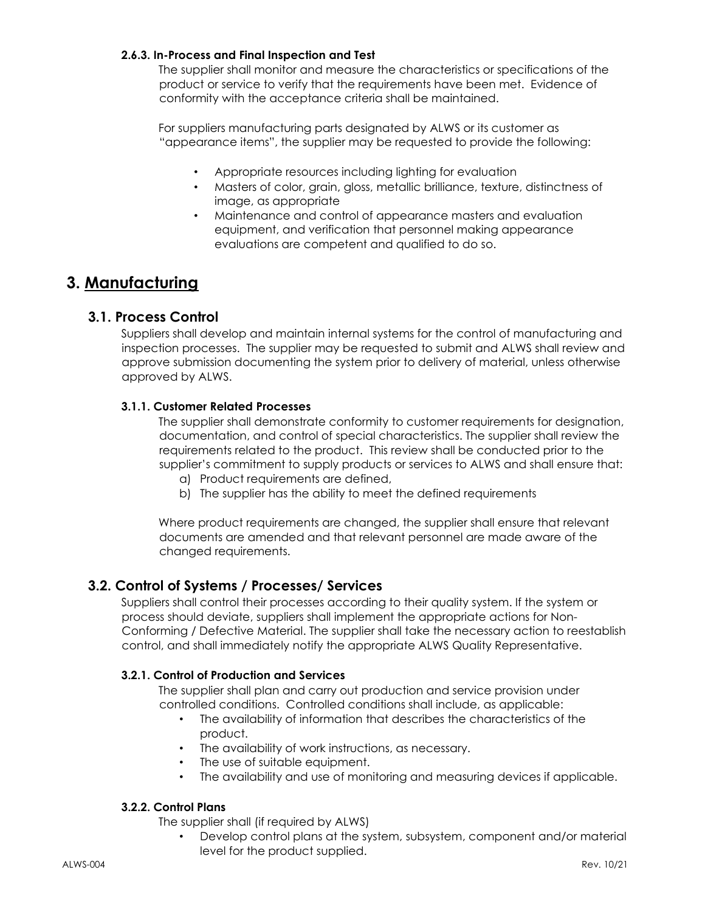#### 2.6.3. In-Process and Final Inspection and Test

The supplier shall monitor and measure the characteristics or specifications of the product or service to verify that the requirements have been met. Evidence of conformity with the acceptance criteria shall be maintained.

For suppliers manufacturing parts designated by ALWS or its customer as "appearance items", the supplier may be requested to provide the following:

- Appropriate resources including lighting for evaluation
- Masters of color, grain, gloss, metallic brilliance, texture, distinctness of image, as appropriate
- Maintenance and control of appearance masters and evaluation equipment, and verification that personnel making appearance evaluations are competent and qualified to do so.

# 3. Manufacturing

## 3.1. Process Control

Suppliers shall develop and maintain internal systems for the control of manufacturing and inspection processes. The supplier may be requested to submit and ALWS shall review and approve submission documenting the system prior to delivery of material, unless otherwise approved by ALWS.

#### 3.1.1. Customer Related Processes

The supplier shall demonstrate conformity to customer requirements for designation, documentation, and control of special characteristics. The supplier shall review the requirements related to the product. This review shall be conducted prior to the supplier's commitment to supply products or services to ALWS and shall ensure that:

a) Product requirements are defined,
b) The supplier has the ability to meet the defined requirements

Where product requirements are changed, the supplier shall ensure that relevant documents are amended and that relevant personnel are made aware of the changed requirements.

## 3.2. Control of Systems / Processes/ Services

Suppliers shall control their processes according to their quality system. If the system or process should deviate, suppliers shall implement the appropriate actions for Non-Conforming / Defective Material. The supplier shall take the necessary action to reestablish control, and shall immediately notify the appropriate ALWS Quality Representative.

#### 3.2.1. Control of Production and Services

The supplier shall plan and carry out production and service provision under controlled conditions. Controlled conditions shall include, as applicable:

- The availability of information that describes the characteristics of the product.
- The availability of work instructions, as necessary.
- The use of suitable equipment.
- The availability and use of monitoring and measuring devices if applicable.

#### 3.2.2. Control Plans

The supplier shall (if required by ALWS)

- Develop control plans at the system, subsystem, component and/or material level for the product supplied.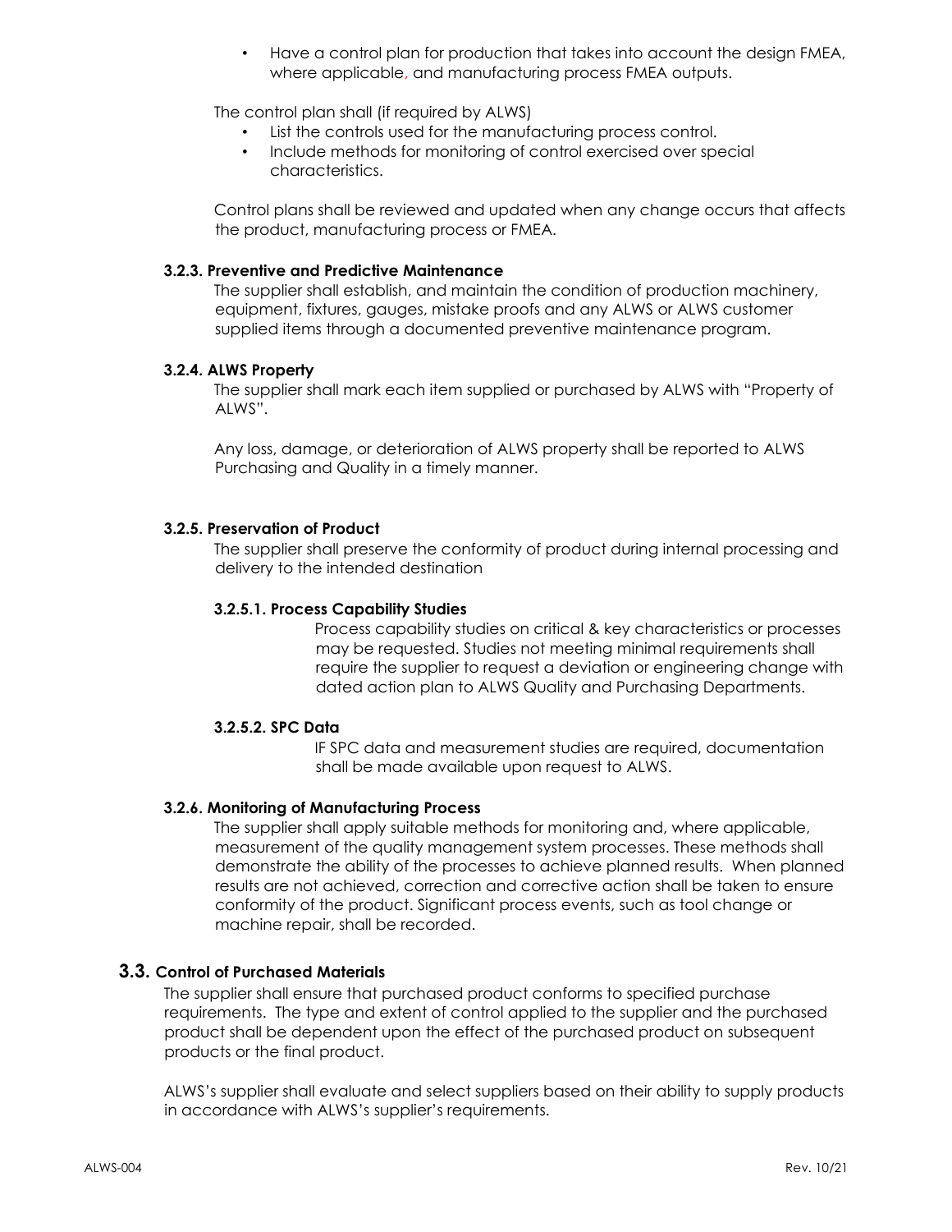- Have a control plan for production that takes into account the design FMEA, where applicable, and manufacturing process FMEA outputs.

The control plan shall (if required by ALWS)

- List the controls used for the manufacturing process control.
- Include methods for monitoring of control exercised over special characteristics.

Control plans shall be reviewed and updated when any change occurs that affects the product, manufacturing process or FMEA.

#### 3.2.3. Preventive and Predictive Maintenance

The supplier shall establish, and maintain the condition of production machinery, equipment, fixtures, gauges, mistake proofs and any ALWS or ALWS customer supplied items through a documented preventive maintenance program.

#### 3.2.4. ALWS Property

The supplier shall mark each item supplied or purchased by ALWS with "Property of ALWS".

Any loss, damage, or deterioration of ALWS property shall be reported to ALWS Purchasing and Quality in a timely manner.

#### 3.2.5. Preservation of Product

The supplier shall preserve the conformity of product during internal processing and delivery to the intended destination

##### 3.2.5.1. Process Capability Studies

Process capability studies on critical & key characteristics or processes may be requested. Studies not meeting minimal requirements shall require the supplier to request a deviation or engineering change with dated action plan to ALWS Quality and Purchasing Departments.

##### 3.2.5.2. SPC Data

IF SPC data and measurement studies are required, documentation shall be made available upon request to ALWS.

#### 3.2.6. Monitoring of Manufacturing Process

The supplier shall apply suitable methods for monitoring and, where applicable, measurement of the quality management system processes. These methods shall demonstrate the ability of the processes to achieve planned results. When planned results are not achieved, correction and corrective action shall be taken to ensure conformity of the product. Significant process events, such as tool change or machine repair, shall be recorded.

### 3.3. Control of Purchased Materials

The supplier shall ensure that purchased product conforms to specified purchase requirements. The type and extent of control applied to the supplier and the purchased product shall be dependent upon the effect of the purchased product on subsequent products or the final product.

ALWS's supplier shall evaluate and select suppliers based on their ability to supply products in accordance with ALWS's supplier's requirements.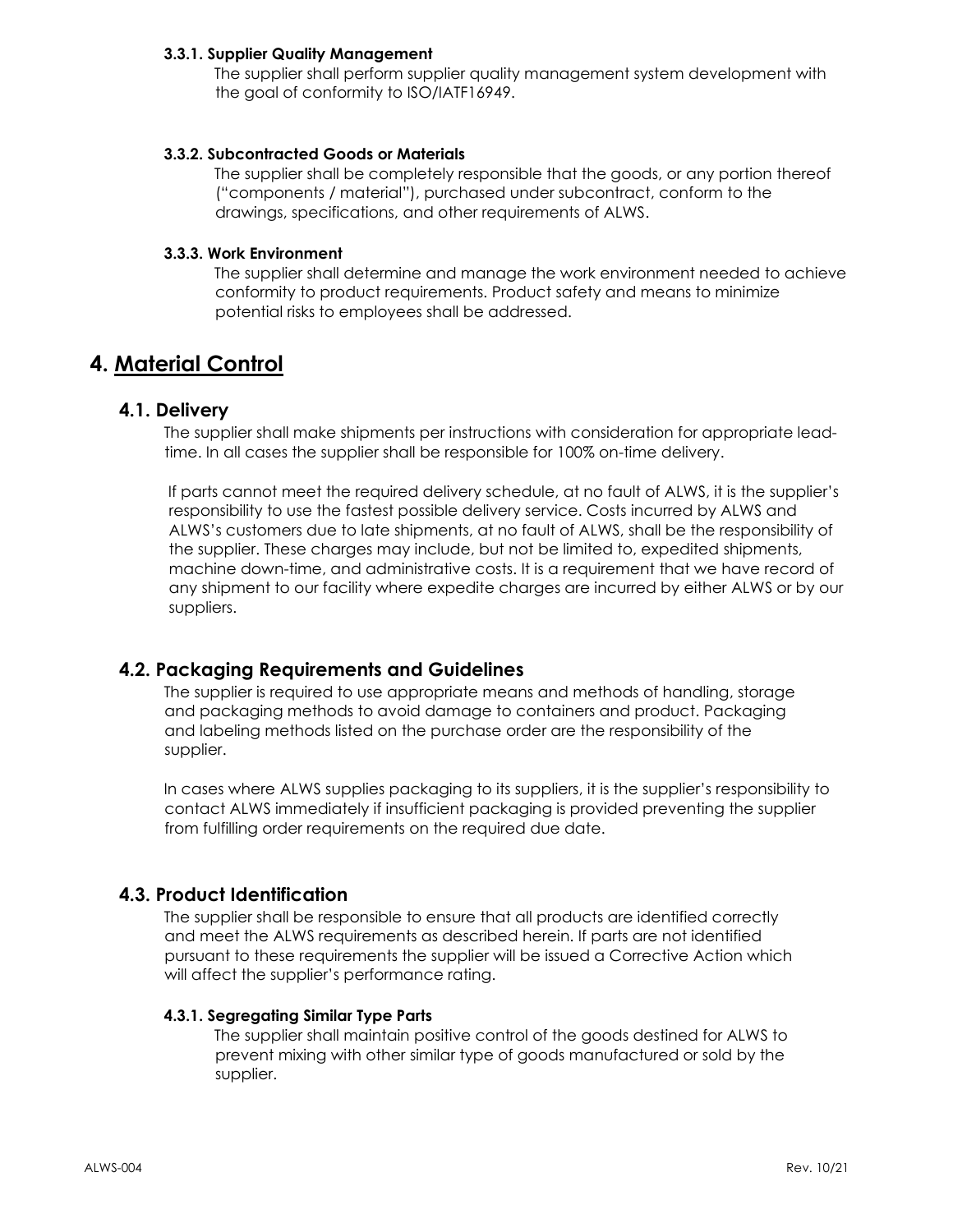#### 3.3.1. Supplier Quality Management

The supplier shall perform supplier quality management system development with the goal of conformity to ISO/IATF16949.

#### 3.3.2. Subcontracted Goods or Materials

The supplier shall be completely responsible that the goods, or any portion thereof ("components / material"), purchased under subcontract, conform to the drawings, specifications, and other requirements of ALWS.

#### 3.3.3. Work Environment

The supplier shall determine and manage the work environment needed to achieve conformity to product requirements. Product safety and means to minimize potential risks to employees shall be addressed.

# 4. Material Control

## 4.1. Delivery

The supplier shall make shipments per instructions with consideration for appropriate lead-time. In all cases the supplier shall be responsible for 100% on-time delivery.

If parts cannot meet the required delivery schedule, at no fault of ALWS, it is the supplier's responsibility to use the fastest possible delivery service. Costs incurred by ALWS and ALWS's customers due to late shipments, at no fault of ALWS, shall be the responsibility of the supplier. These charges may include, but not be limited to, expedited shipments, machine down-time, and administrative costs. It is a requirement that we have record of any shipment to our facility where expedite charges are incurred by either ALWS or by our suppliers.

## 4.2. Packaging Requirements and Guidelines

The supplier is required to use appropriate means and methods of handling, storage and packaging methods to avoid damage to containers and product. Packaging and labeling methods listed on the purchase order are the responsibility of the supplier.

In cases where ALWS supplies packaging to its suppliers, it is the supplier's responsibility to contact ALWS immediately if insufficient packaging is provided preventing the supplier from fulfilling order requirements on the required due date.

## 4.3. Product Identification

The supplier shall be responsible to ensure that all products are identified correctly and meet the ALWS requirements as described herein. If parts are not identified pursuant to these requirements the supplier will be issued a Corrective Action which will affect the supplier's performance rating.

#### 4.3.1. Segregating Similar Type Parts

The supplier shall maintain positive control of the goods destined for ALWS to prevent mixing with other similar type of goods manufactured or sold by the supplier.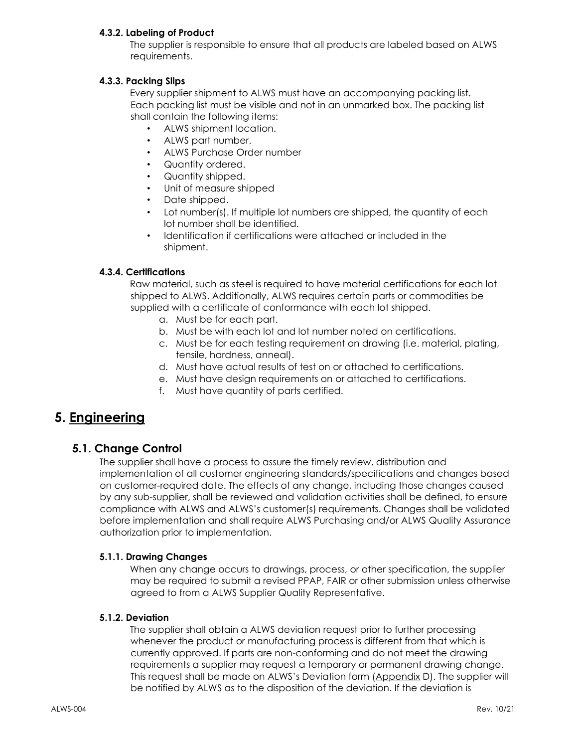#### 4.3.2. Labeling of Product

The supplier is responsible to ensure that all products are labeled based on ALWS requirements.

#### 4.3.3. Packing Slips

Every supplier shipment to ALWS must have an accompanying packing list. Each packing list must be visible and not in an unmarked box. The packing list shall contain the following items:

- ALWS shipment location.
- ALWS part number.
- ALWS Purchase Order number
- Quantity ordered.
- Quantity shipped.
- Unit of measure shipped
- Date shipped.
- Lot number(s). If multiple lot numbers are shipped, the quantity of each lot number shall be identified.
- Identification if certifications were attached or included in the shipment.

#### 4.3.4. Certifications

Raw material, such as steel is required to have material certifications for each lot shipped to ALWS. Additionally, ALWS requires certain parts or commodities be supplied with a certificate of conformance with each lot shipped.

a. Must be for each part.
b. Must be with each lot and lot number noted on certifications.
c. Must be for each testing requirement on drawing (i.e. material, plating, tensile, hardness, anneal).
d. Must have actual results of test on or attached to certifications.
e. Must have design requirements on or attached to certifications.
f. Must have quantity of parts certified.

# 5. Engineering

## 5.1. Change Control

The supplier shall have a process to assure the timely review, distribution and implementation of all customer engineering standards/specifications and changes based on customer-required date. The effects of any change, including those changes caused by any sub-supplier, shall be reviewed and validation activities shall be defined, to ensure compliance with ALWS and ALWS's customer(s) requirements. Changes shall be validated before implementation and shall require ALWS Purchasing and/or ALWS Quality Assurance authorization prior to implementation.

#### 5.1.1. Drawing Changes

When any change occurs to drawings, process, or other specification, the supplier may be required to submit a revised PPAP, FAIR or other submission unless otherwise agreed to from a ALWS Supplier Quality Representative.

#### 5.1.2. Deviation

The supplier shall obtain a ALWS deviation request prior to further processing whenever the product or manufacturing process is different from that which is currently approved. If parts are non-conforming and do not meet the drawing requirements a supplier may request a temporary or permanent drawing change. This request shall be made on ALWS's Deviation form (Appendix D). The supplier will be notified by ALWS as to the disposition of the deviation. If the deviation is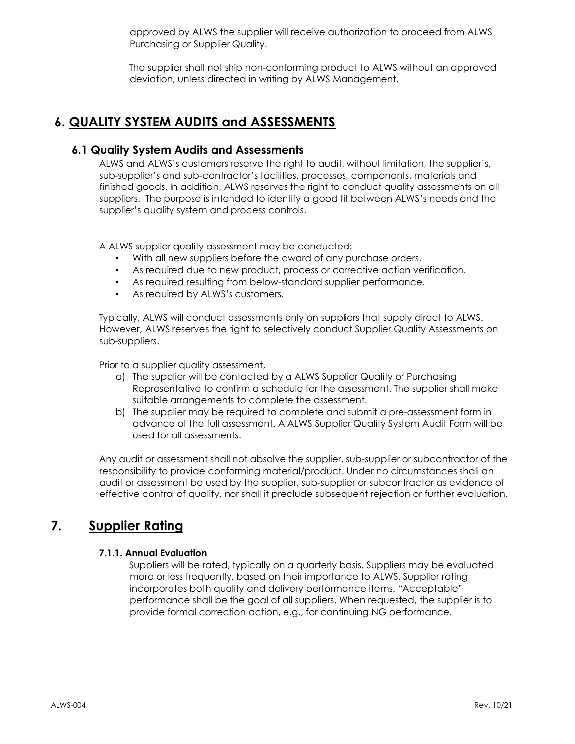approved by ALWS the supplier will receive authorization to proceed from ALWS Purchasing or Supplier Quality.

The supplier shall not ship non-conforming product to ALWS without an approved deviation, unless directed in writing by ALWS Management.

# 6. QUALITY SYSTEM AUDITS and ASSESSMENTS

## 6.1 Quality System Audits and Assessments

ALWS and ALWS's customers reserve the right to audit, without limitation, the supplier's, sub-supplier's and sub-contractor's facilities, processes, components, materials and finished goods. In addition, ALWS reserves the right to conduct quality assessments on all suppliers. The purpose is intended to identify a good fit between ALWS's needs and the supplier's quality system and process controls.

A ALWS supplier quality assessment may be conducted:

- With all new suppliers before the award of any purchase orders.
- As required due to new product, process or corrective action verification.
- As required resulting from below-standard supplier performance.
- As required by ALWS's customers.

Typically, ALWS will conduct assessments only on suppliers that supply direct to ALWS. However, ALWS reserves the right to selectively conduct Supplier Quality Assessments on sub-suppliers.

Prior to a supplier quality assessment,

a) The supplier will be contacted by a ALWS Supplier Quality or Purchasing Representative to confirm a schedule for the assessment. The supplier shall make suitable arrangements to complete the assessment.
b) The supplier may be required to complete and submit a pre-assessment form in advance of the full assessment. A ALWS Supplier Quality System Audit Form will be used for all assessments.

Any audit or assessment shall not absolve the supplier, sub-supplier or subcontractor of the responsibility to provide conforming material/product. Under no circumstances shall an audit or assessment be used by the supplier, sub-supplier or subcontractor as evidence of effective control of quality, nor shall it preclude subsequent rejection or further evaluation.

# 7. Supplier Rating

#### 7.1.1. Annual Evaluation

Suppliers will be rated, typically on a quarterly basis. Suppliers may be evaluated more or less frequently, based on their importance to ALWS. Supplier rating incorporates both quality and delivery performance items. "Acceptable" performance shall be the goal of all suppliers. When requested, the supplier is to provide formal correction action, e.g., for continuing NG performance.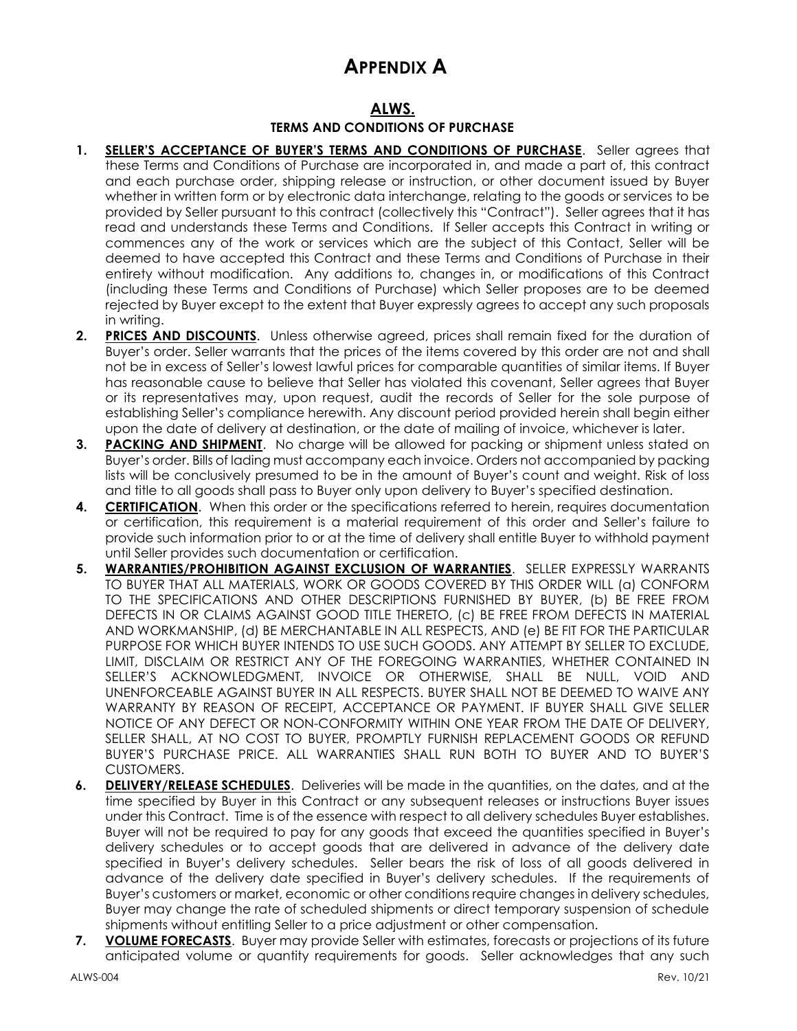# APPENDIX A

## ALWS.

### TERMS AND CONDITIONS OF PURCHASE

1. **SELLER'S ACCEPTANCE OF BUYER'S TERMS AND CONDITIONS OF PURCHASE**. Seller agrees that these Terms and Conditions of Purchase are incorporated in, and made a part of, this contract and each purchase order, shipping release or instruction, or other document issued by Buyer whether in written form or by electronic data interchange, relating to the goods or services to be provided by Seller pursuant to this contract (collectively this "Contract"). Seller agrees that it has read and understands these Terms and Conditions. If Seller accepts this Contract in writing or commences any of the work or services which are the subject of this Contact, Seller will be deemed to have accepted this Contract and these Terms and Conditions of Purchase in their entirety without modification. Any additions to, changes in, or modifications of this Contract (including these Terms and Conditions of Purchase) which Seller proposes are to be deemed rejected by Buyer except to the extent that Buyer expressly agrees to accept any such proposals in writing.
2. **PRICES AND DISCOUNTS**. Unless otherwise agreed, prices shall remain fixed for the duration of Buyer's order. Seller warrants that the prices of the items covered by this order are not and shall not be in excess of Seller's lowest lawful prices for comparable quantities of similar items. If Buyer has reasonable cause to believe that Seller has violated this covenant, Seller agrees that Buyer or its representatives may, upon request, audit the records of Seller for the sole purpose of establishing Seller's compliance herewith. Any discount period provided herein shall begin either upon the date of delivery at destination, or the date of mailing of invoice, whichever is later.
3. **PACKING AND SHIPMENT**. No charge will be allowed for packing or shipment unless stated on Buyer's order. Bills of lading must accompany each invoice. Orders not accompanied by packing lists will be conclusively presumed to be in the amount of Buyer's count and weight. Risk of loss and title to all goods shall pass to Buyer only upon delivery to Buyer's specified destination.
4. **CERTIFICATION**. When this order or the specifications referred to herein, requires documentation or certification, this requirement is a material requirement of this order and Seller's failure to provide such information prior to or at the time of delivery shall entitle Buyer to withhold payment until Seller provides such documentation or certification.
5. **WARRANTIES/PROHIBITION AGAINST EXCLUSION OF WARRANTIES**. SELLER EXPRESSLY WARRANTS TO BUYER THAT ALL MATERIALS, WORK OR GOODS COVERED BY THIS ORDER WILL (a) CONFORM TO THE SPECIFICATIONS AND OTHER DESCRIPTIONS FURNISHED BY BUYER, (b) BE FREE FROM DEFECTS IN OR CLAIMS AGAINST GOOD TITLE THERETO, (c) BE FREE FROM DEFECTS IN MATERIAL AND WORKMANSHIP, (d) BE MERCHANTABLE IN ALL RESPECTS, AND (e) BE FIT FOR THE PARTICULAR PURPOSE FOR WHICH BUYER INTENDS TO USE SUCH GOODS. ANY ATTEMPT BY SELLER TO EXCLUDE, LIMIT, DISCLAIM OR RESTRICT ANY OF THE FOREGOING WARRANTIES, WHETHER CONTAINED IN SELLER'S ACKNOWLEDGMENT, INVOICE OR OTHERWISE, SHALL BE NULL, VOID AND UNENFORCEABLE AGAINST BUYER IN ALL RESPECTS. BUYER SHALL NOT BE DEEMED TO WAIVE ANY WARRANTY BY REASON OF RECEIPT, ACCEPTANCE OR PAYMENT. IF BUYER SHALL GIVE SELLER NOTICE OF ANY DEFECT OR NON-CONFORMITY WITHIN ONE YEAR FROM THE DATE OF DELIVERY, SELLER SHALL, AT NO COST TO BUYER, PROMPTLY FURNISH REPLACEMENT GOODS OR REFUND BUYER'S PURCHASE PRICE. ALL WARRANTIES SHALL RUN BOTH TO BUYER AND TO BUYER'S CUSTOMERS.
6. **DELIVERY/RELEASE SCHEDULES**. Deliveries will be made in the quantities, on the dates, and at the time specified by Buyer in this Contract or any subsequent releases or instructions Buyer issues under this Contract. Time is of the essence with respect to all delivery schedules Buyer establishes. Buyer will not be required to pay for any goods that exceed the quantities specified in Buyer's delivery schedules or to accept goods that are delivered in advance of the delivery date specified in Buyer's delivery schedules. Seller bears the risk of loss of all goods delivered in advance of the delivery date specified in Buyer's delivery schedules. If the requirements of Buyer's customers or market, economic or other conditions require changes in delivery schedules, Buyer may change the rate of scheduled shipments or direct temporary suspension of schedule shipments without entitling Seller to a price adjustment or other compensation.
7. **VOLUME FORECASTS**. Buyer may provide Seller with estimates, forecasts or projections of its future anticipated volume or quantity requirements for goods. Seller acknowledges that any such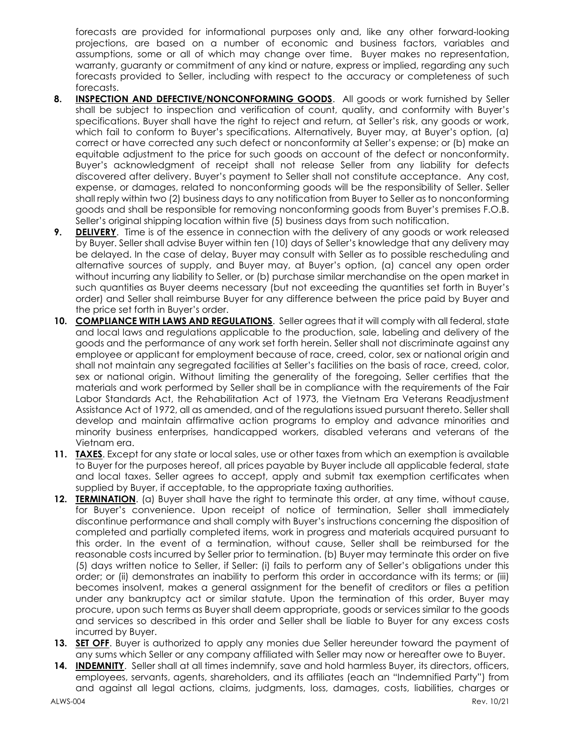forecasts are provided for informational purposes only and, like any other forward-looking projections, are based on a number of economic and business factors, variables and assumptions, some or all of which may change over time. Buyer makes no representation, warranty, guaranty or commitment of any kind or nature, express or implied, regarding any such forecasts provided to Seller, including with respect to the accuracy or completeness of such forecasts.

8. **INSPECTION AND DEFECTIVE/NONCONFORMING GOODS**. All goods or work furnished by Seller shall be subject to inspection and verification of count, quality, and conformity with Buyer's specifications. Buyer shall have the right to reject and return, at Seller's risk, any goods or work, which fail to conform to Buyer's specifications. Alternatively, Buyer may, at Buyer's option, (a) correct or have corrected any such defect or nonconformity at Seller's expense; or (b) make an equitable adjustment to the price for such goods on account of the defect or nonconformity. Buyer's acknowledgment of receipt shall not release Seller from any liability for defects discovered after delivery. Buyer's payment to Seller shall not constitute acceptance. Any cost, expense, or damages, related to nonconforming goods will be the responsibility of Seller. Seller shall reply within two (2) business days to any notification from Buyer to Seller as to nonconforming goods and shall be responsible for removing nonconforming goods from Buyer's premises F.O.B. Seller's original shipping location within five (5) business days from such notification.

9. **DELIVERY**. Time is of the essence in connection with the delivery of any goods or work released by Buyer. Seller shall advise Buyer within ten (10) days of Seller's knowledge that any delivery may be delayed. In the case of delay, Buyer may consult with Seller as to possible rescheduling and alternative sources of supply, and Buyer may, at Buyer's option, (a) cancel any open order without incurring any liability to Seller, or (b) purchase similar merchandise on the open market in such quantities as Buyer deems necessary (but not exceeding the quantities set forth in Buyer's order) and Seller shall reimburse Buyer for any difference between the price paid by Buyer and the price set forth in Buyer's order.

10. **COMPLIANCE WITH LAWS AND REGULATIONS**. Seller agrees that it will comply with all federal, state and local laws and regulations applicable to the production, sale, labeling and delivery of the goods and the performance of any work set forth herein. Seller shall not discriminate against any employee or applicant for employment because of race, creed, color, sex or national origin and shall not maintain any segregated facilities at Seller's facilities on the basis of race, creed, color, sex or national origin. Without limiting the generality of the foregoing, Seller certifies that the materials and work performed by Seller shall be in compliance with the requirements of the Fair Labor Standards Act, the Rehabilitation Act of 1973, the Vietnam Era Veterans Readjustment Assistance Act of 1972, all as amended, and of the regulations issued pursuant thereto. Seller shall develop and maintain affirmative action programs to employ and advance minorities and minority business enterprises, handicapped workers, disabled veterans and veterans of the Vietnam era.

11. **TAXES**. Except for any state or local sales, use or other taxes from which an exemption is available to Buyer for the purposes hereof, all prices payable by Buyer include all applicable federal, state and local taxes. Seller agrees to accept, apply and submit tax exemption certificates when supplied by Buyer, if acceptable, to the appropriate taxing authorities.

12. **TERMINATION**. (a) Buyer shall have the right to terminate this order, at any time, without cause, for Buyer's convenience. Upon receipt of notice of termination, Seller shall immediately discontinue performance and shall comply with Buyer's instructions concerning the disposition of completed and partially completed items, work in progress and materials acquired pursuant to this order. In the event of a termination, without cause, Seller shall be reimbursed for the reasonable costs incurred by Seller prior to termination. (b) Buyer may terminate this order on five (5) days written notice to Seller, if Seller: (i) fails to perform any of Seller's obligations under this order; or (ii) demonstrates an inability to perform this order in accordance with its terms; or (iii) becomes insolvent, makes a general assignment for the benefit of creditors or files a petition under any bankruptcy act or similar statute. Upon the termination of this order, Buyer may procure, upon such terms as Buyer shall deem appropriate, goods or services similar to the goods and services so described in this order and Seller shall be liable to Buyer for any excess costs incurred by Buyer.

13. **SET OFF**. Buyer is authorized to apply any monies due Seller hereunder toward the payment of any sums which Seller or any company affiliated with Seller may now or hereafter owe to Buyer.

14. **INDEMNITY**. Seller shall at all times indemnify, save and hold harmless Buyer, its directors, officers, employees, servants, agents, shareholders, and its affiliates (each an "Indemnified Party") from and against all legal actions, claims, judgments, loss, damages, costs, liabilities, charges or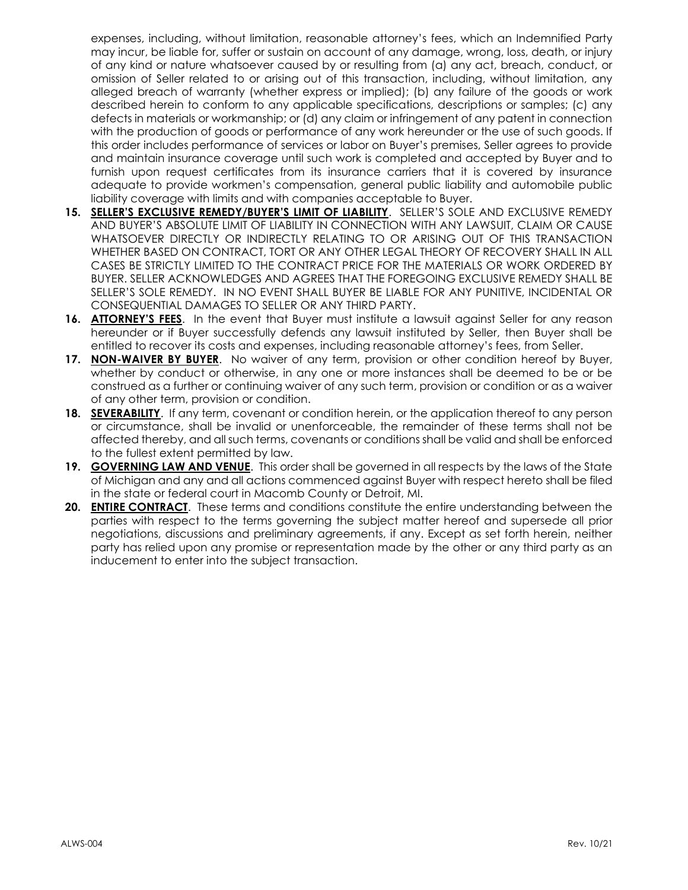expenses, including, without limitation, reasonable attorney's fees, which an Indemnified Party may incur, be liable for, suffer or sustain on account of any damage, wrong, loss, death, or injury of any kind or nature whatsoever caused by or resulting from (a) any act, breach, conduct, or omission of Seller related to or arising out of this transaction, including, without limitation, any alleged breach of warranty (whether express or implied); (b) any failure of the goods or work described herein to conform to any applicable specifications, descriptions or samples; (c) any defects in materials or workmanship; or (d) any claim or infringement of any patent in connection with the production of goods or performance of any work hereunder or the use of such goods. If this order includes performance of services or labor on Buyer's premises, Seller agrees to provide and maintain insurance coverage until such work is completed and accepted by Buyer and to furnish upon request certificates from its insurance carriers that it is covered by insurance adequate to provide workmen's compensation, general public liability and automobile public liability coverage with limits and with companies acceptable to Buyer.

15. **SELLER'S EXCLUSIVE REMEDY/BUYER'S LIMIT OF LIABILITY**. SELLER'S SOLE AND EXCLUSIVE REMEDY AND BUYER'S ABSOLUTE LIMIT OF LIABILITY IN CONNECTION WITH ANY LAWSUIT, CLAIM OR CAUSE WHATSOEVER DIRECTLY OR INDIRECTLY RELATING TO OR ARISING OUT OF THIS TRANSACTION WHETHER BASED ON CONTRACT, TORT OR ANY OTHER LEGAL THEORY OF RECOVERY SHALL IN ALL CASES BE STRICTLY LIMITED TO THE CONTRACT PRICE FOR THE MATERIALS OR WORK ORDERED BY BUYER. SELLER ACKNOWLEDGES AND AGREES THAT THE FOREGOING EXCLUSIVE REMEDY SHALL BE SELLER'S SOLE REMEDY. IN NO EVENT SHALL BUYER BE LIABLE FOR ANY PUNITIVE, INCIDENTAL OR CONSEQUENTIAL DAMAGES TO SELLER OR ANY THIRD PARTY.
16. **ATTORNEY'S FEES**. In the event that Buyer must institute a lawsuit against Seller for any reason hereunder or if Buyer successfully defends any lawsuit instituted by Seller, then Buyer shall be entitled to recover its costs and expenses, including reasonable attorney's fees, from Seller.
17. **NON-WAIVER BY BUYER**. No waiver of any term, provision or other condition hereof by Buyer, whether by conduct or otherwise, in any one or more instances shall be deemed to be or be construed as a further or continuing waiver of any such term, provision or condition or as a waiver of any other term, provision or condition.
18. **SEVERABILITY**. If any term, covenant or condition herein, or the application thereof to any person or circumstance, shall be invalid or unenforceable, the remainder of these terms shall not be affected thereby, and all such terms, covenants or conditions shall be valid and shall be enforced to the fullest extent permitted by law.
19. **GOVERNING LAW AND VENUE**. This order shall be governed in all respects by the laws of the State of Michigan and any and all actions commenced against Buyer with respect hereto shall be filed in the state or federal court in Macomb County or Detroit, MI.
20. **ENTIRE CONTRACT**. These terms and conditions constitute the entire understanding between the parties with respect to the terms governing the subject matter hereof and supersede all prior negotiations, discussions and preliminary agreements, if any. Except as set forth herein, neither party has relied upon any promise or representation made by the other or any third party as an inducement to enter into the subject transaction.

ALWS-004 Rev. 10/21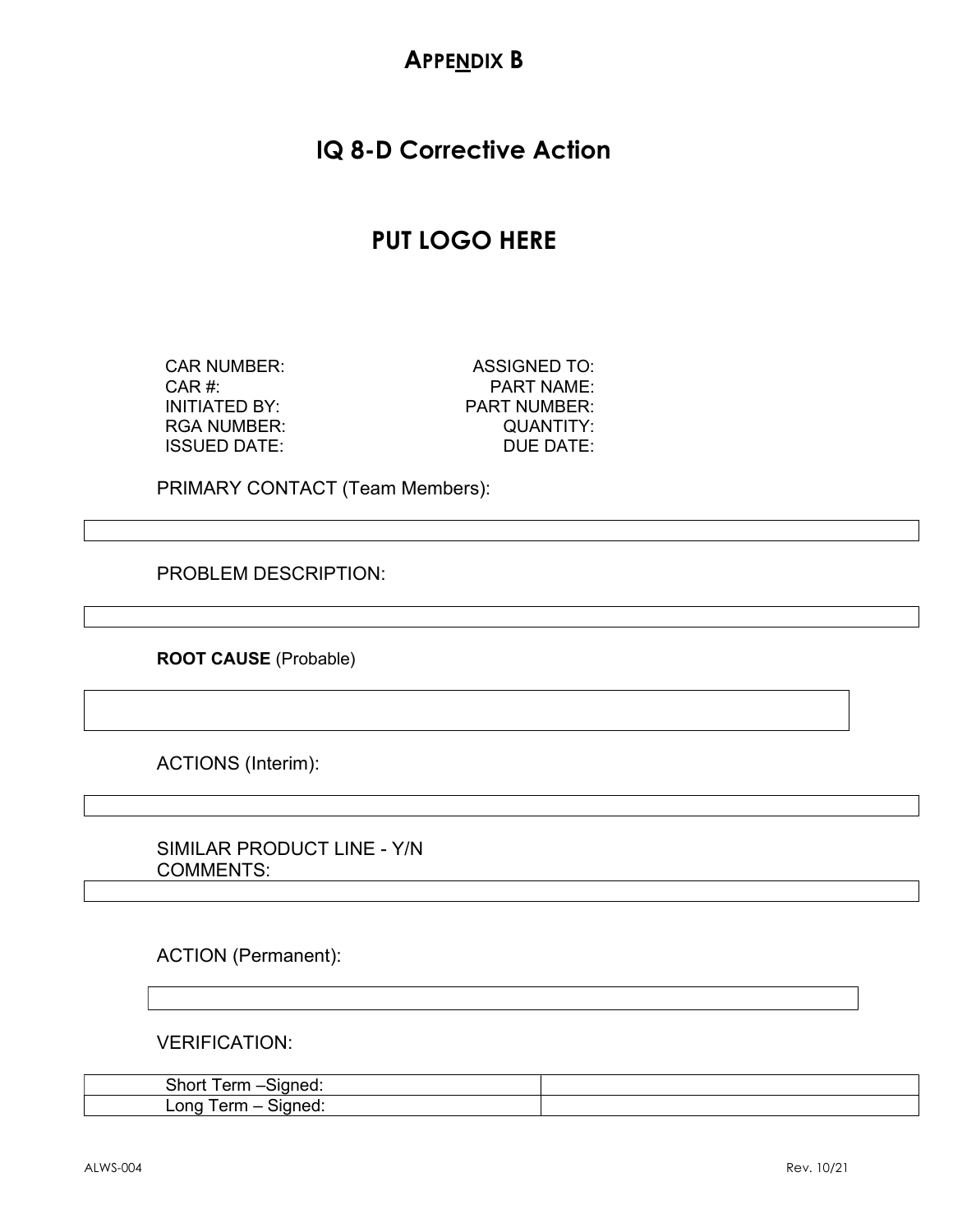# APPENDIX B

## IQ 8-D Corrective Action

## PUT LOGO HERE

| | |
|---|---|
| CAR NUMBER: | ASSIGNED TO: |
| CAR #: | PART NAME: |
| INITIATED BY: | PART NUMBER: |
| RGA NUMBER: | QUANTITY: |
| ISSUED DATE: | DUE DATE: |

PRIMARY CONTACT (Team Members):

| |
|---|
| |

PROBLEM DESCRIPTION:

| |
|---|
| |

**ROOT CAUSE** (Probable)

| |
|---|
| |

ACTIONS (Interim):

| |
|---|
| |

SIMILAR PRODUCT LINE - Y/N
COMMENTS:

| |
|---|
| |

ACTION (Permanent):

| |
|---|
| |

VERIFICATION:

| | |
|---|---|
| Short Term –Signed: | |
| Long Term – Signed: | |

ALWS-004 Rev. 10/21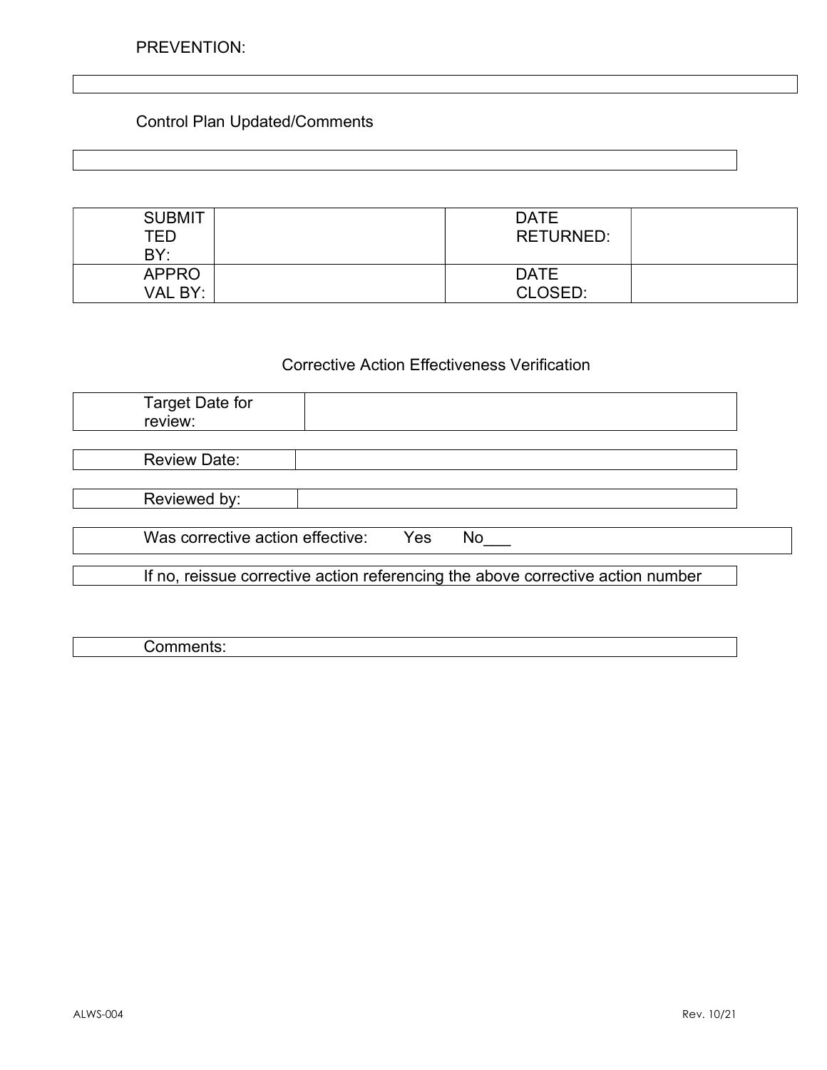PREVENTION:

| |
|---|
| |

Control Plan Updated/Comments

| |
|---|
| |

| | | | |
|---|---|---|---|
| SUBMITTED BY: | | DATE RETURNED: | |
| APPROVAL BY: | | DATE CLOSED: | |

Corrective Action Effectiveness Verification

| | |
|---|---|
| Target Date for review: | |

| | |
|---|---|
| Review Date: | |

| | |
|---|---|
| Reviewed by: | |

| |
|---|
| Was corrective action effective: Yes No___ |

| |
|---|
| If no, reissue corrective action referencing the above corrective action number |

| |
|---|
| Comments: |

ALWS-004 Rev. 10/21